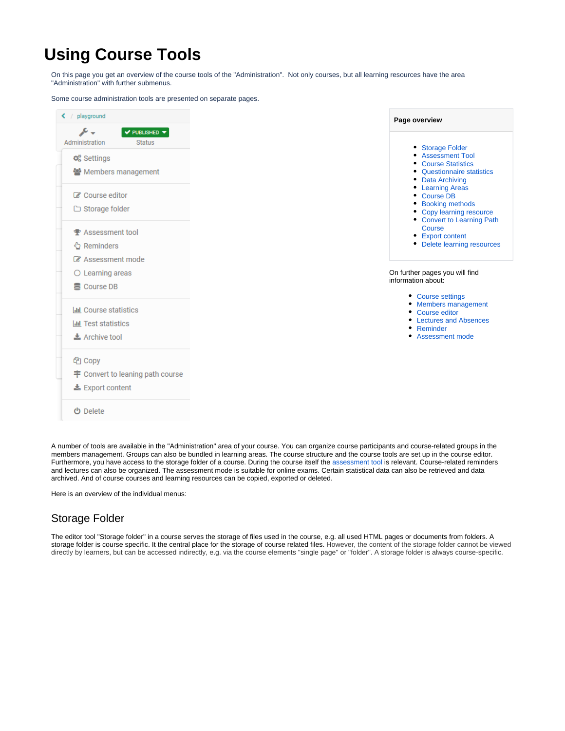# Using Course Tools

On this page you get an overview of the course tools of the "Administration". Not only courses, but all learning resources have the area "Administration" with further submenus.

Some course administration tools are presented on separate pages.

**Page overview**

- Storage Folder
- Assessment Tool
- Course Statistics
- Questionnaire statistics
- Data Archiving
- Learning Areas
- Course DB
- Booking methods
- Copy learning resource
- Convert to Learning Path Course
- Export content
- Delete learning resources

On further pages you will find information about:

- Course settings
- Members management
- Course editor
- Lectures and Absences
- Reminder
- Assessment mode

A number of tools are available in the "Administration" area of your course. You can organize course participants and course-related groups in the members management. Groups can also be bundled in learning areas. The course structure and the course tools are set up in the course editor. Furthermore, you have access to the storage folder of a course. During the course itself the assessment tool is relevant. Course-related reminders and lectures can also be organized. The assessment mode is suitable for online exams. Certain statistical data can also be retrieved and data archived. And of course courses and learning resources can be copied, exported or deleted.

Here is an overview of the individual menus:

## Storage Folder

The editor tool "Storage folder" in a course serves the storage of files used in the course, e.g. all used HTML pages or documents from folders. A storage folder is course specific. It the central place for the storage of course related files. However, the content of the storage folder cannot be viewed directly by learners, but can be accessed indirectly, e.g. via the course elements "single page" or "folder". A storage folder is always course-specific.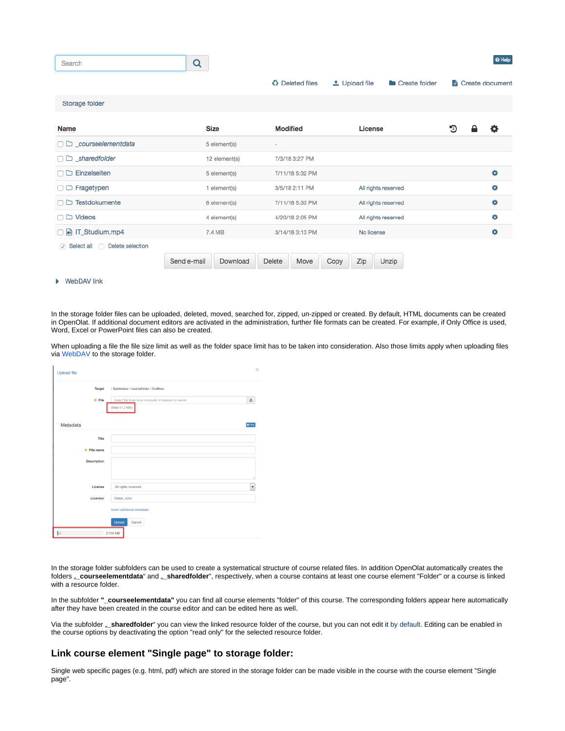| Name | Size | Modified | License |
|---|---|---|---|
| _courseelementdata | 5 element(s) | - | |
| _sharedfolder | 12 element(s) | 7/3/18 3:27 PM | |
| Einzelseiten | 5 element(s) | 7/11/18 5:32 PM | |
| Fragetypen | 1 element(s) | 3/5/18 2:11 PM | All rights reserved |
| Testdokumente | 6 element(s) | 7/11/18 5:33 PM | All rights reserved |
| Videos | 4 element(s) | 4/20/18 2:05 PM | All rights reserved |
| IT_Studium.mp4 | 7.4 MB | 3/14/18 3:13 PM | No license |

In the storage folder files can be uploaded, deleted, moved, searched for, zipped, un-zipped or created. By default, HTML documents can be created in OpenOlat. If additional document editors are activated in the administration, further file formats can be created. For example, if Only Office is used, Word, Excel or PowerPoint files can also be created.

When uploading a file the file size limit as well as the folder space limit has to be taken into consideration. Also those limits apply when uploading files via WebDAV to the storage folder.

In the storage folder subfolders can be used to create a systematical structure of course related files. In addition OpenOlat automatically creates the folders „**_courseelementdata**“ and „**_sharedfolder**", respectively, when a course contains at least one course element "Folder" or a course is linked with a resource folder.

In the subfolder **"_courseelementdata"** you can find all course elements "folder" of this course. The corresponding folders appear here automatically after they have been created in the course editor and can be edited here as well.

Via the subfolder „**_sharedfolder**“ you can view the linked resource folder of the course, but you can not edit it by default. Editing can be enabled in the course options by deactivating the option "read only" for the selected resource folder.

## Link course element "Single page" to storage folder:

Single web specific pages (e.g. html, pdf) which are stored in the storage folder can be made visible in the course with the course element "Single page".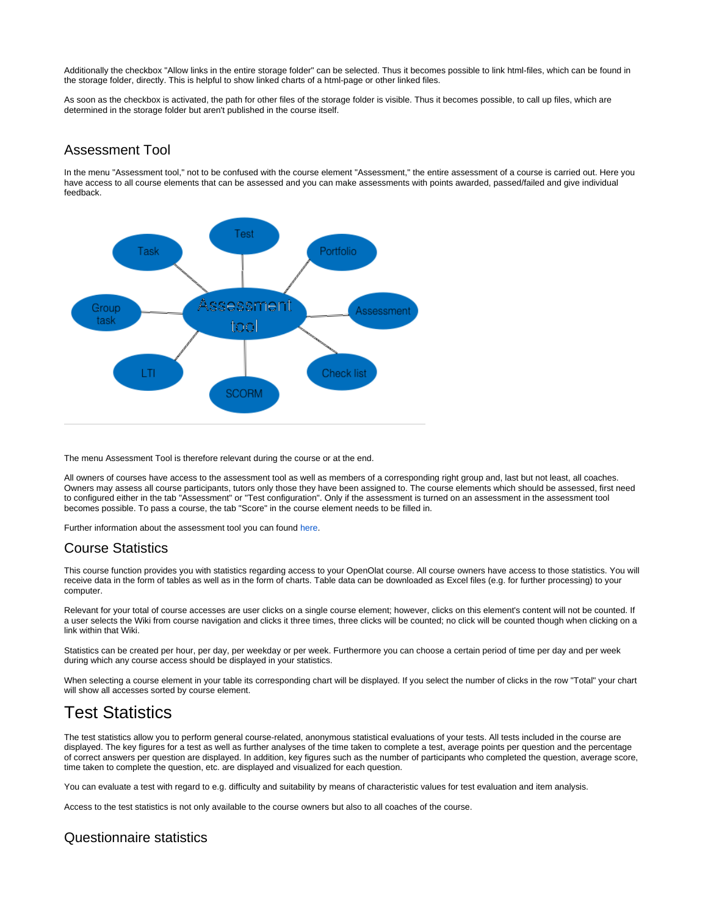Additionally the checkbox "Allow links in the entire storage folder" can be selected. Thus it becomes possible to link html-files, which can be found in the storage folder, directly. This is helpful to show linked charts of a html-page or other linked files.

As soon as the checkbox is activated, the path for other files of the storage folder is visible. Thus it becomes possible, to call up files, which are determined in the storage folder but aren't published in the course itself.

## Assessment Tool

In the menu "Assessment tool," not to be confused with the course element "Assessment," the entire assessment of a course is carried out. Here you have access to all course elements that can be assessed and you can make assessments with points awarded, passed/failed and give individual feedback.

The menu Assessment Tool is therefore relevant during the course or at the end.

All owners of courses have access to the assessment tool as well as members of a corresponding right group and, last but not least, all coaches. Owners may assess all course participants, tutors only those they have been assigned to. The course elements which should be assessed, first need to configured either in the tab "Assessment" or "Test configuration". Only if the assessment is turned on an assessment in the assessment tool becomes possible. To pass a course, the tab "Score" in the course element needs to be filled in.

Further information about the assessment tool you can found here.

## Course Statistics

This course function provides you with statistics regarding access to your OpenOlat course. All course owners have access to those statistics. You will receive data in the form of tables as well as in the form of charts. Table data can be downloaded as Excel files (e.g. for further processing) to your computer.

Relevant for your total of course accesses are user clicks on a single course element; however, clicks on this element's content will not be counted. If a user selects the Wiki from course navigation and clicks it three times, three clicks will be counted; no click will be counted though when clicking on a link within that Wiki.

Statistics can be created per hour, per day, per weekday or per week. Furthermore you can choose a certain period of time per day and per week during which any course access should be displayed in your statistics.

When selecting a course element in your table its corresponding chart will be displayed. If you select the number of clicks in the row "Total" your chart will show all accesses sorted by course element.

# Test Statistics

The test statistics allow you to perform general course-related, anonymous statistical evaluations of your tests. All tests included in the course are displayed. The key figures for a test as well as further analyses of the time taken to complete a test, average points per question and the percentage of correct answers per question are displayed. In addition, key figures such as the number of participants who completed the question, average score, time taken to complete the question, etc. are displayed and visualized for each question.

You can evaluate a test with regard to e.g. difficulty and suitability by means of characteristic values for test evaluation and item analysis.

Access to the test statistics is not only available to the course owners but also to all coaches of the course.

## Questionnaire statistics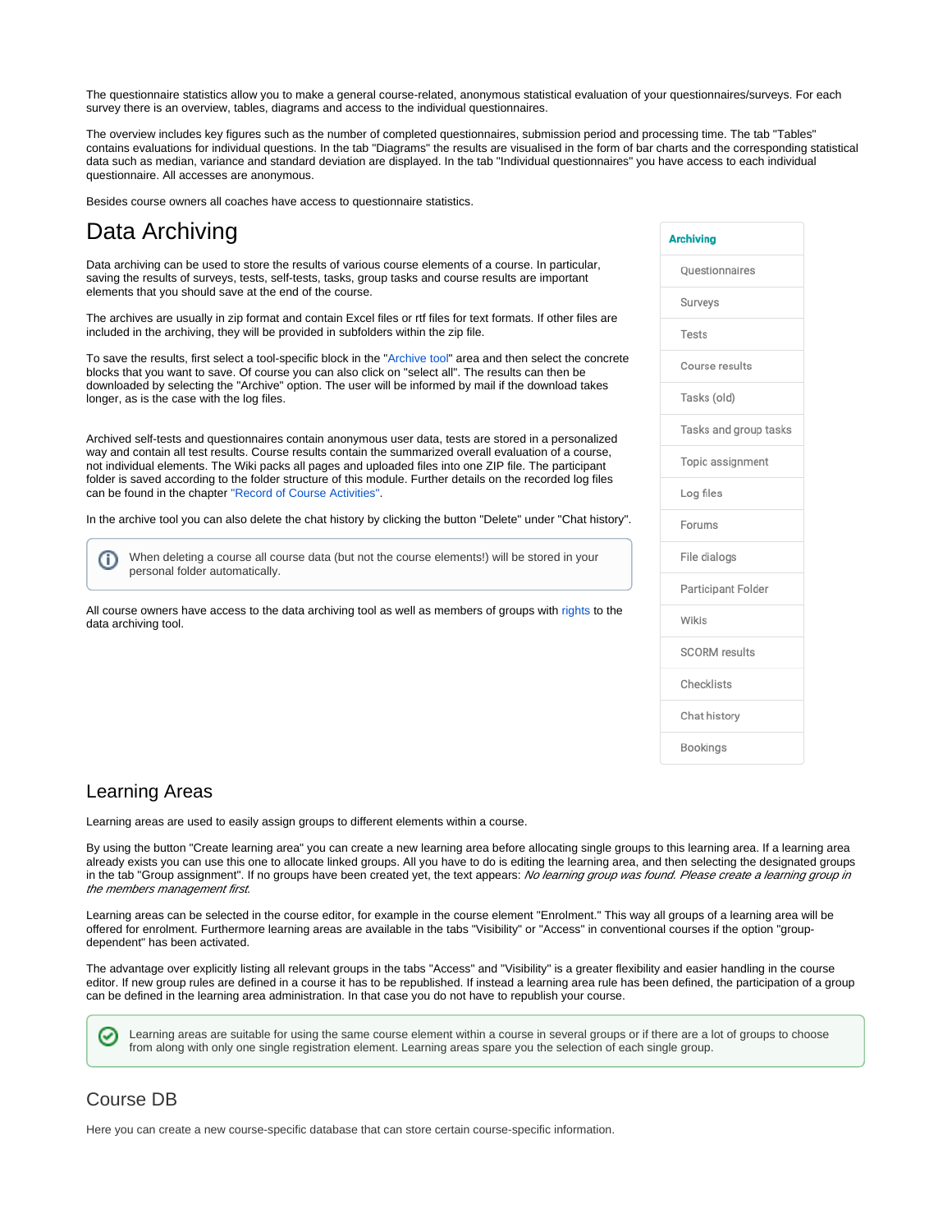The questionnaire statistics allow you to make a general course-related, anonymous statistical evaluation of your questionnaires/surveys. For each survey there is an overview, tables, diagrams and access to the individual questionnaires.

The overview includes key figures such as the number of completed questionnaires, submission period and processing time. The tab "Tables" contains evaluations for individual questions. In the tab "Diagrams" the results are visualised in the form of bar charts and the corresponding statistical data such as median, variance and standard deviation are displayed. In the tab "Individual questionnaires" you have access to each individual questionnaire. All accesses are anonymous.

Besides course owners all coaches have access to questionnaire statistics.

# Data Archiving

Data archiving can be used to store the results of various course elements of a course. In particular, saving the results of surveys, tests, self-tests, tasks, group tasks and course results are important elements that you should save at the end of the course.

The archives are usually in zip format and contain Excel files or rtf files for text formats. If other files are included in the archiving, they will be provided in subfolders within the zip file.

To save the results, first select a tool-specific block in the "Archive tool" area and then select the concrete blocks that you want to save. Of course you can also click on "select all". The results can then be downloaded by selecting the "Archive" option. The user will be informed by mail if the download takes longer, as is the case with the log files.

**Archiving**

- Questionnaires
- Surveys
- Tests
- Course results
- Tasks (old)
- Tasks and group tasks
- Topic assignment
- Log files
- Forums
- File dialogs
- Participant Folder
- Wikis
- SCORM results
- Checklists
- Chat history
- Bookings

Archived self-tests and questionnaires contain anonymous user data, tests are stored in a personalized way and contain all test results. Course results contain the summarized overall evaluation of a course, not individual elements. The Wiki packs all pages and uploaded files into one ZIP file. The participant folder is saved according to the folder structure of this module. Further details on the recorded log files can be found in the chapter "Record of Course Activities".

In the archive tool you can also delete the chat history by clicking the button "Delete" under "Chat history".

> When deleting a course all course data (but not the course elements!) will be stored in your personal folder automatically.

All course owners have access to the data archiving tool as well as members of groups with rights to the data archiving tool.

## Learning Areas

Learning areas are used to easily assign groups to different elements within a course.

By using the button "Create learning area" you can create a new learning area before allocating single groups to this learning area. If a learning area already exists you can use this one to allocate linked groups. All you have to do is editing the learning area, and then selecting the designated groups in the tab "Group assignment". If no groups have been created yet, the text appears: *No learning group was found. Please create a learning group in the members management first.*

Learning areas can be selected in the course editor, for example in the course element "Enrolment." This way all groups of a learning area will be offered for enrolment. Furthermore learning areas are available in the tabs "Visibility" or "Access" in conventional courses if the option "group-dependent" has been activated.

The advantage over explicitly listing all relevant groups in the tabs "Access" and "Visibility" is a greater flexibility and easier handling in the course editor. If new group rules are defined in a course it has to be republished. If instead a learning area rule has been defined, the participation of a group can be defined in the learning area administration. In that case you do not have to republish your course.

> Learning areas are suitable for using the same course element within a course in several groups or if there are a lot of groups to choose from along with only one single registration element. Learning areas spare you the selection of each single group.

## Course DB

Here you can create a new course-specific database that can store certain course-specific information.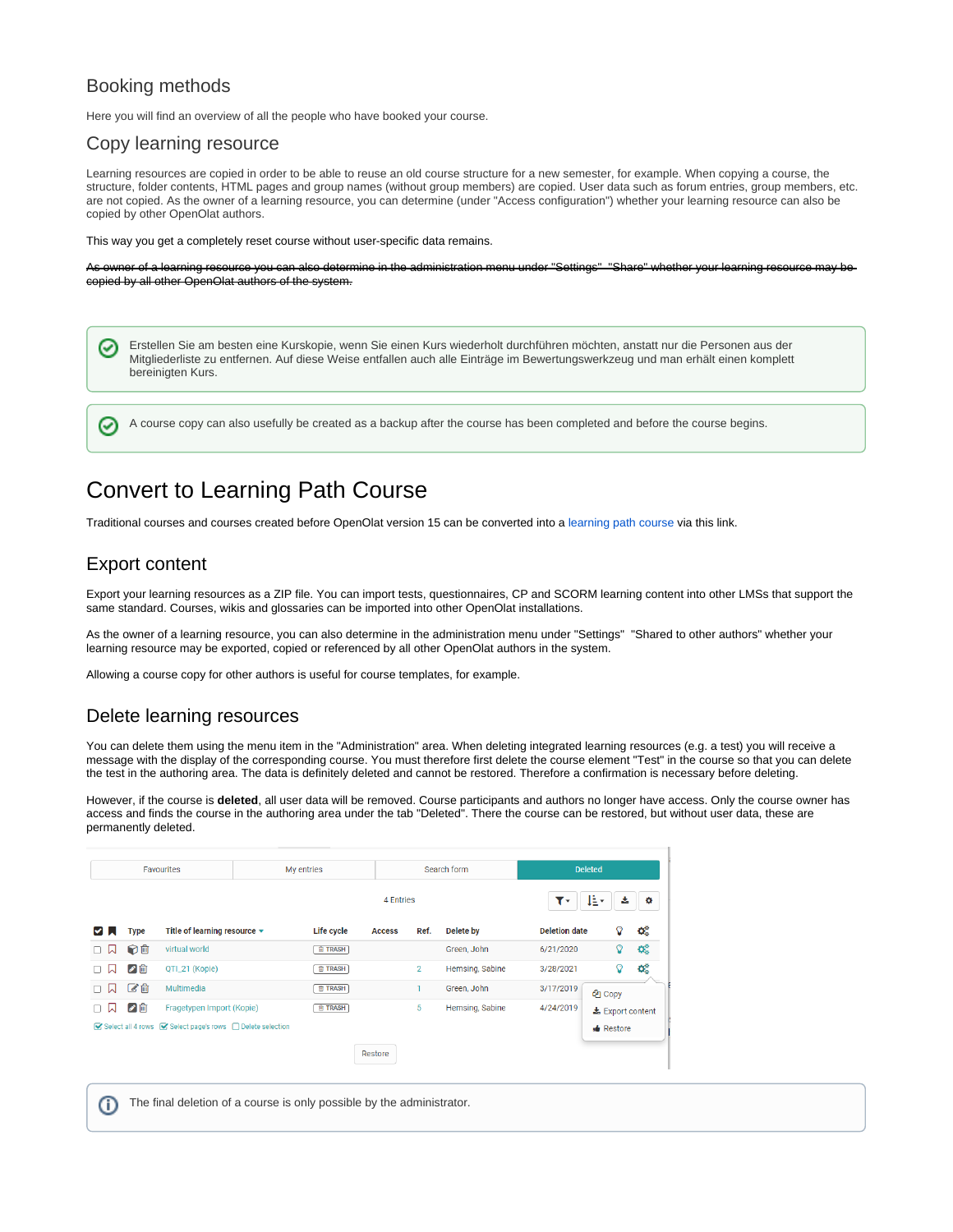### Booking methods

Here you will find an overview of all the people who have booked your course.

### Copy learning resource

Learning resources are copied in order to be able to reuse an old course structure for a new semester, for example. When copying a course, the structure, folder contents, HTML pages and group names (without group members) are copied. User data such as forum entries, group members, etc. are not copied. As the owner of a learning resource, you can determine (under "Access configuration") whether your learning resource can also be copied by other OpenOlat authors.

This way you get a completely reset course without user-specific data remains.

~~As owner of a learning resource you can also determine in the administration menu under "Settings" "Share" whether your learning resource may be copied by all other OpenOlat authors of the system.~~

> Erstellen Sie am besten eine Kurskopie, wenn Sie einen Kurs wiederholt durchführen möchten, anstatt nur die Personen aus der Mitgliederliste zu entfernen. Auf diese Weise entfallen auch alle Einträge im Bewertungswerkzeug und man erhält einen komplett bereinigten Kurs.

> A course copy can also usefully be created as a backup after the course has been completed and before the course begins.

## Convert to Learning Path Course

Traditional courses and courses created before OpenOlat version 15 can be converted into a learning path course via this link.

### Export content

Export your learning resources as a ZIP file. You can import tests, questionnaires, CP and SCORM learning content into other LMSs that support the same standard. Courses, wikis and glossaries can be imported into other OpenOlat installations.

As the owner of a learning resource, you can also determine in the administration menu under "Settings"  "Shared to other authors" whether your learning resource may be exported, copied or referenced by all other OpenOlat authors in the system.

Allowing a course copy for other authors is useful for course templates, for example.

### Delete learning resources

You can delete them using the menu item in the "Administration" area. When deleting integrated learning resources (e.g. a test) you will receive a message with the display of the corresponding course. You must therefore first delete the course element "Test" in the course so that you can delete the test in the authoring area. The data is definitely deleted and cannot be restored. Therefore a confirmation is necessary before deleting.

However, if the course is **deleted**, all user data will be removed. Course participants and authors no longer have access. Only the course owner has access and finds the course in the authoring area under the tab "Deleted". There the course can be restored, but without user data, these are permanently deleted.

| Type | Title of learning resource | Life cycle | Access | Ref. | Delete by | Deletion date |
|---|---|---|---|---|---|---|
| | virtual world | TRASH | | | Green, John | 6/21/2020 |
| | QTI_21 (Kopie) | TRASH | | 2 | Hemsing, Sabine | 3/28/2021 |
| | Multimedia | TRASH | | 1 | Green, John | 3/17/2019 |
| | Fragetypen Import (Kopie) | TRASH | | 5 | Hemsing, Sabine | 4/24/2019 |

> The final deletion of a course is only possible by the administrator.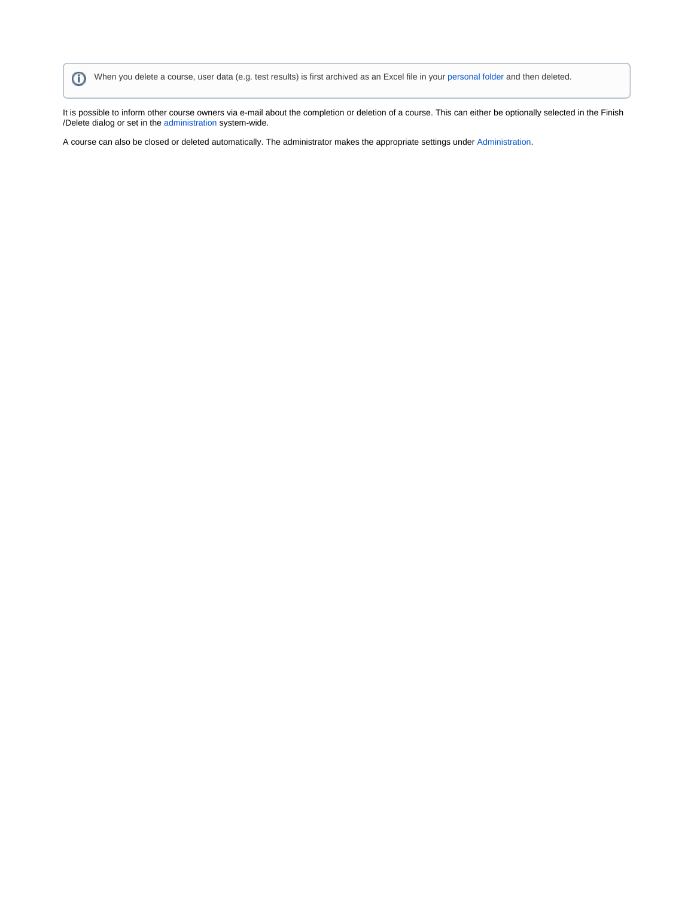> When you delete a course, user data (e.g. test results) is first archived as an Excel file in your personal folder and then deleted.

It is possible to inform other course owners via e-mail about the completion or deletion of a course. This can either be optionally selected in the Finish /Delete dialog or set in the administration system-wide.

A course can also be closed or deleted automatically. The administrator makes the appropriate settings under Administration.